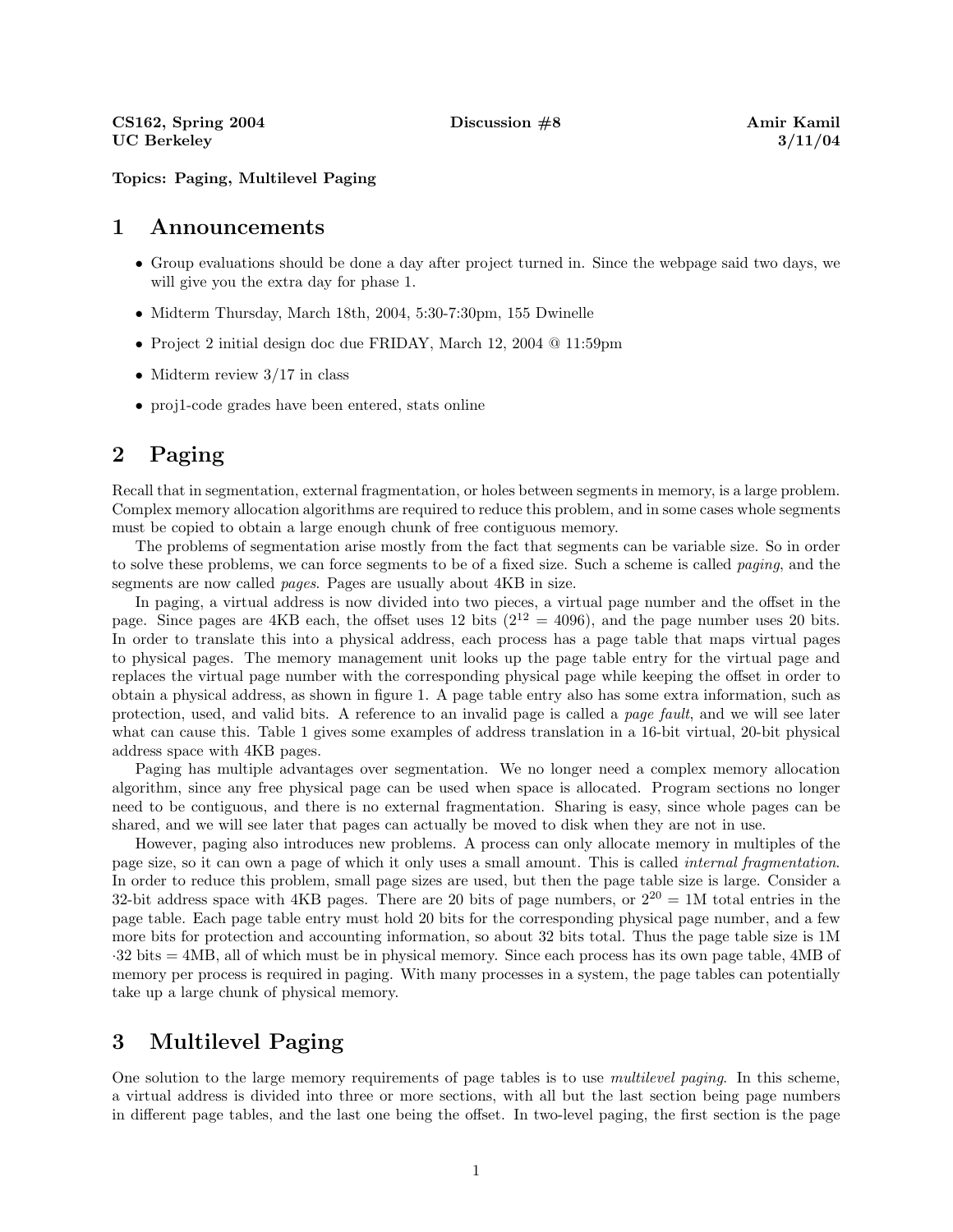**CS162, Spring 2004** **Discussion #8** **Amir Kamil**
**UC Berkeley** **3/11/04**

**Topics: Paging, Multilevel Paging**

# 1 Announcements

- Group evaluations should be done a day after project turned in. Since the webpage said two days, we will give you the extra day for phase 1.
- Midterm Thursday, March 18th, 2004, 5:30-7:30pm, 155 Dwinelle
- Project 2 initial design doc due FRIDAY, March 12, 2004 @ 11:59pm
- Midterm review 3/17 in class
- proj1-code grades have been entered, stats online

# 2 Paging

Recall that in segmentation, external fragmentation, or holes between segments in memory, is a large problem. Complex memory allocation algorithms are required to reduce this problem, and in some cases whole segments must be copied to obtain a large enough chunk of free contiguous memory.

The problems of segmentation arise mostly from the fact that segments can be variable size. So in order to solve these problems, we can force segments to be of a fixed size. Such a scheme is called *paging*, and the segments are now called *pages*. Pages are usually about 4KB in size.

In paging, a virtual address is now divided into two pieces, a virtual page number and the offset in the page. Since pages are 4KB each, the offset uses 12 bits ($2^{12} = 4096$), and the page number uses 20 bits. In order to translate this into a physical address, each process has a page table that maps virtual pages to physical pages. The memory management unit looks up the page table entry for the virtual page and replaces the virtual page number with the corresponding physical page while keeping the offset in order to obtain a physical address, as shown in figure 1. A page table entry also has some extra information, such as protection, used, and valid bits. A reference to an invalid page is called a *page fault*, and we will see later what can cause this. Table 1 gives some examples of address translation in a 16-bit virtual, 20-bit physical address space with 4KB pages.

Paging has multiple advantages over segmentation. We no longer need a complex memory allocation algorithm, since any free physical page can be used when space is allocated. Program sections no longer need to be contiguous, and there is no external fragmentation. Sharing is easy, since whole pages can be shared, and we will see later that pages can actually be moved to disk when they are not in use.

However, paging also introduces new problems. A process can only allocate memory in multiples of the page size, so it can own a page of which it only uses a small amount. This is called *internal fragmentation*. In order to reduce this problem, small page sizes are used, but then the page table size is large. Consider a 32-bit address space with 4KB pages. There are 20 bits of page numbers, or $2^{20} = 1\text{M}$ total entries in the page table. Each page table entry must hold 20 bits for the corresponding physical page number, and a few more bits for protection and accounting information, so about 32 bits total. Thus the page table size is 1M $\cdot$32 bits = 4MB, all of which must be in physical memory. Since each process has its own page table, 4MB of memory per process is required in paging. With many processes in a system, the page tables can potentially take up a large chunk of physical memory.

# 3 Multilevel Paging

One solution to the large memory requirements of page tables is to use *multilevel paging*. In this scheme, a virtual address is divided into three or more sections, with all but the last section being page numbers in different page tables, and the last one being the offset. In two-level paging, the first section is the page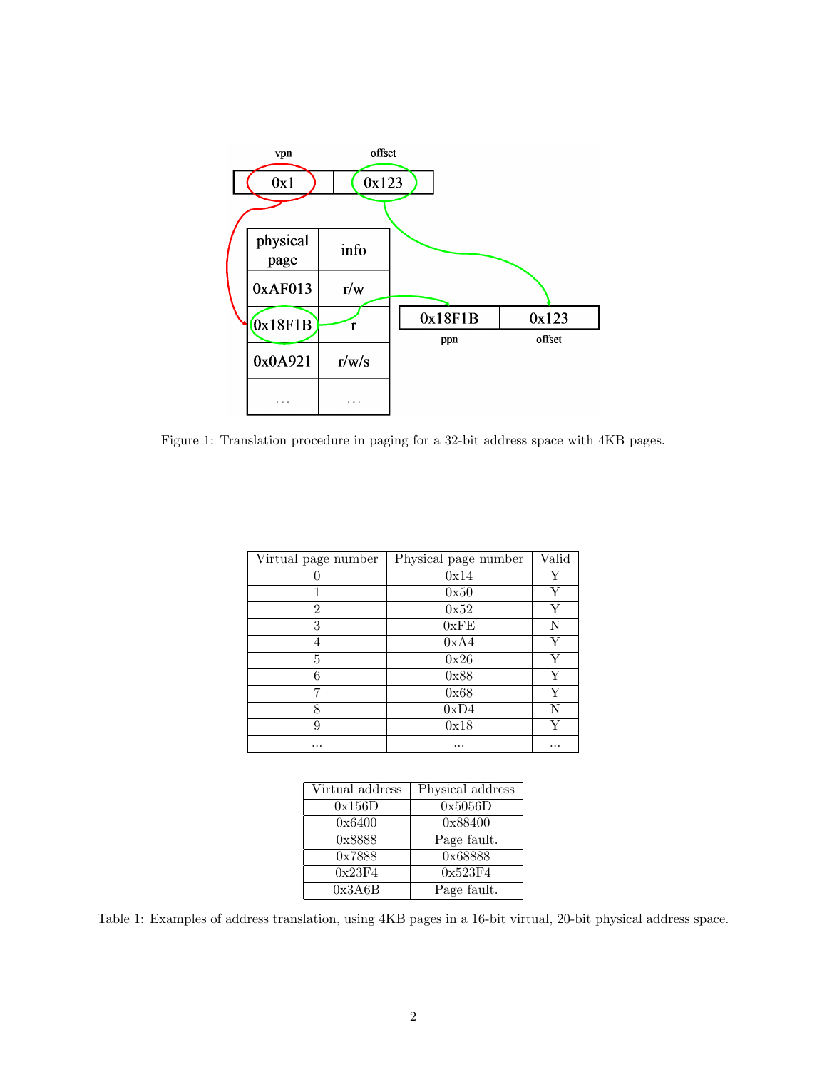| physical page | info |
| --- | --- |
| 0xAF013 | r/w |
| 0x18F1B | r |
| 0x0A921 | r/w/s |
| ... | ... |

vpn: 0x1 | offset: 0x123

ppn: 0x18F1B | offset: 0x123

Figure 1: Translation procedure in paging for a 32-bit address space with 4KB pages.

| Virtual page number | Physical page number | Valid |
| --- | --- | --- |
| 0 | 0x14 | Y |
| 1 | 0x50 | Y |
| 2 | 0x52 | Y |
| 3 | 0xFE | N |
| 4 | 0xA4 | Y |
| 5 | 0x26 | Y |
| 6 | 0x88 | Y |
| 7 | 0x68 | Y |
| 8 | 0xD4 | N |
| 9 | 0x18 | Y |
| ... | ... | ... |

| Virtual address | Physical address |
| --- | --- |
| 0x156D | 0x5056D |
| 0x6400 | 0x88400 |
| 0x8888 | Page fault. |
| 0x7888 | 0x68888 |
| 0x23F4 | 0x523F4 |
| 0x3A6B | Page fault. |

Table 1: Examples of address translation, using 4KB pages in a 16-bit virtual, 20-bit physical address space.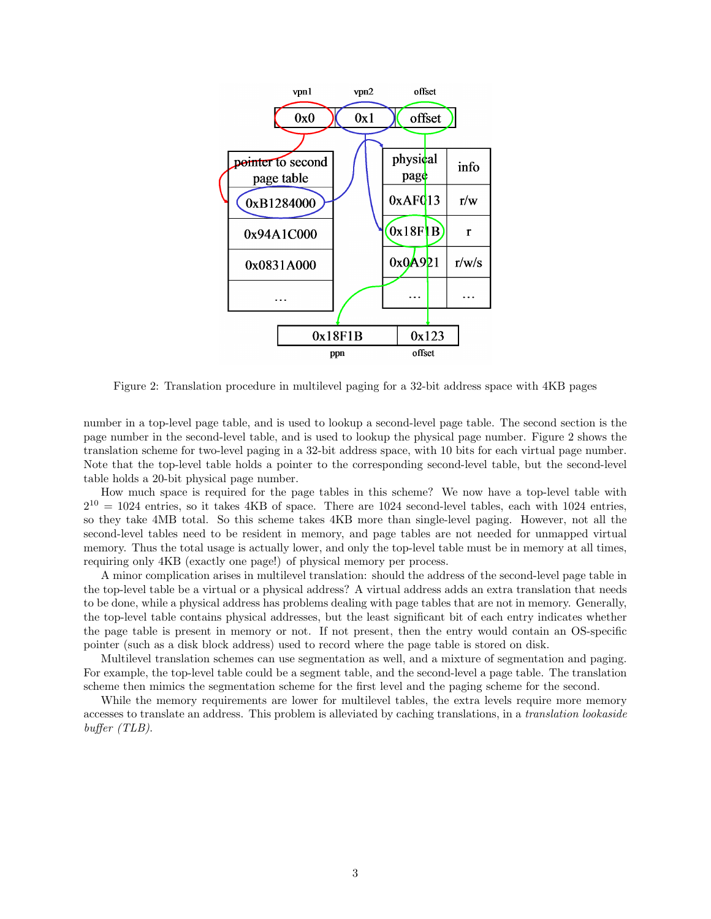vpn1
vpn2
offset
0x0
0x1
offset
pointer to second page table
0xB1284000
0x94A1C000
0x0831A000
...
physical page
info
0xAF013
r/w
0x18F1B
r
0x0A921
r/w/s
...
...
0x18F1B
0x123
ppn
offset

Figure 2: Translation procedure in multilevel paging for a 32-bit address space with 4KB pages

number in a top-level page table, and is used to lookup a second-level page table. The second section is the page number in the second-level table, and is used to lookup the physical page number. Figure 2 shows the translation scheme for two-level paging in a 32-bit address space, with 10 bits for each virtual page number. Note that the top-level table holds a pointer to the corresponding second-level table, but the second-level table holds a 20-bit physical page number.

How much space is required for the page tables in this scheme? We now have a top-level table with $2^{10} = 1024$ entries, so it takes 4KB of space. There are 1024 second-level tables, each with 1024 entries, so they take 4MB total. So this scheme takes 4KB more than single-level paging. However, not all the second-level tables need to be resident in memory, and page tables are not needed for unmapped virtual memory. Thus the total usage is actually lower, and only the top-level table must be in memory at all times, requiring only 4KB (exactly one page!) of physical memory per process.

A minor complication arises in multilevel translation: should the address of the second-level page table in the top-level table be a virtual or a physical address? A virtual address adds an extra translation that needs to be done, while a physical address has problems dealing with page tables that are not in memory. Generally, the top-level table contains physical addresses, but the least significant bit of each entry indicates whether the page table is present in memory or not. If not present, then the entry would contain an OS-specific pointer (such as a disk block address) used to record where the page table is stored on disk.

Multilevel translation schemes can use segmentation as well, and a mixture of segmentation and paging. For example, the top-level table could be a segment table, and the second-level a page table. The translation scheme then mimics the segmentation scheme for the first level and the paging scheme for the second.

While the memory requirements are lower for multilevel tables, the extra levels require more memory accesses to translate an address. This problem is alleviated by caching translations, in a *translation lookaside buffer (TLB)*.